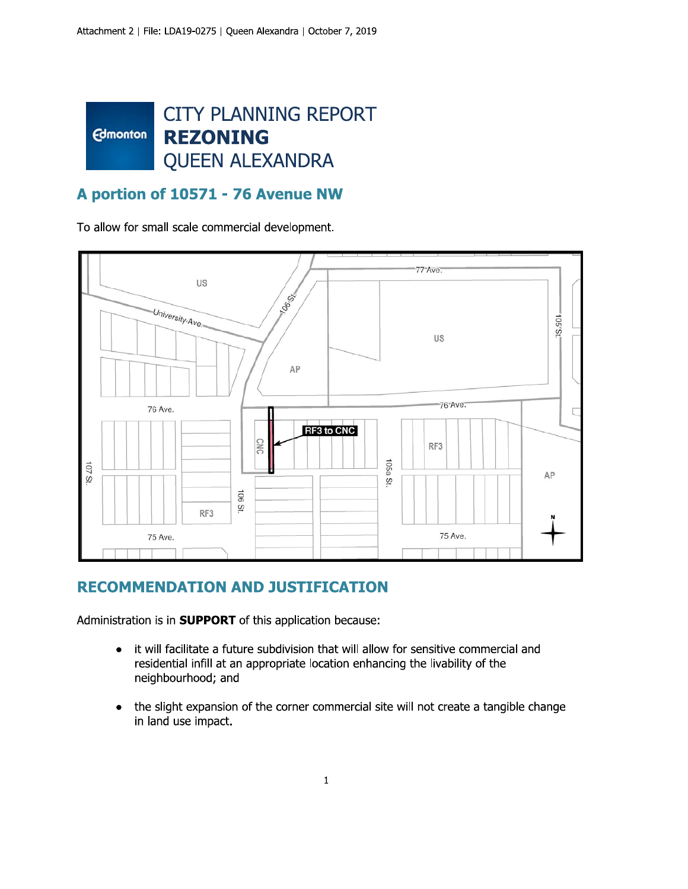# CITY PLANNING REPORT
# REZONING
# QUEEN ALEXANDRA

## A portion of 10571 - 76 Avenue NW

To allow for small scale commercial development.

## RECOMMENDATION AND JUSTIFICATION

Administration is in **SUPPORT** of this application because:

- it will facilitate a future subdivision that will allow for sensitive commercial and residential infill at an appropriate location enhancing the livability of the neighbourhood; and
- the slight expansion of the corner commercial site will not create a tangible change in land use impact.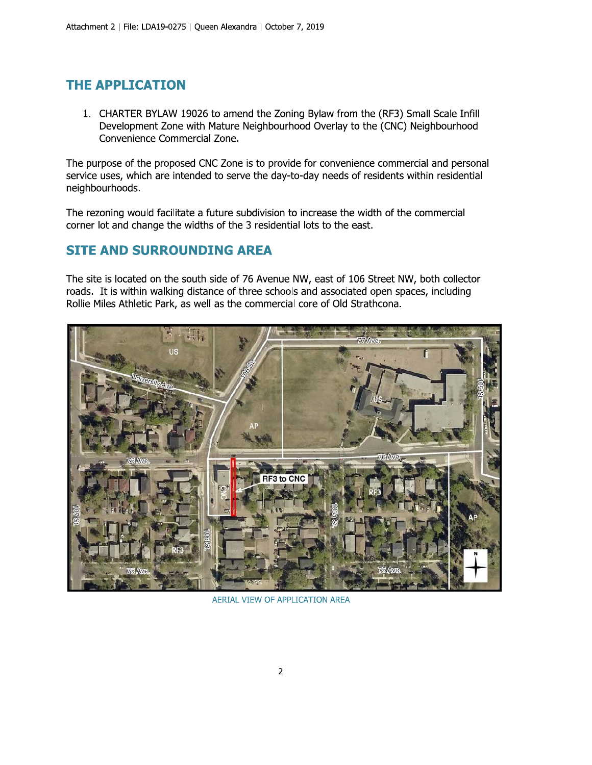## THE APPLICATION

1. CHARTER BYLAW 19026 to amend the Zoning Bylaw from the (RF3) Small Scale Infill Development Zone with Mature Neighbourhood Overlay to the (CNC) Neighbourhood Convenience Commercial Zone.

The purpose of the proposed CNC Zone is to provide for convenience commercial and personal service uses, which are intended to serve the day-to-day needs of residents within residential neighbourhoods.

The rezoning would facilitate a future subdivision to increase the width of the commercial corner lot and change the widths of the 3 residential lots to the east.

## SITE AND SURROUNDING AREA

The site is located on the south side of 76 Avenue NW, east of 106 Street NW, both collector roads. It is within walking distance of three schools and associated open spaces, including Rollie Miles Athletic Park, as well as the commercial core of Old Strathcona.

AERIAL VIEW OF APPLICATION AREA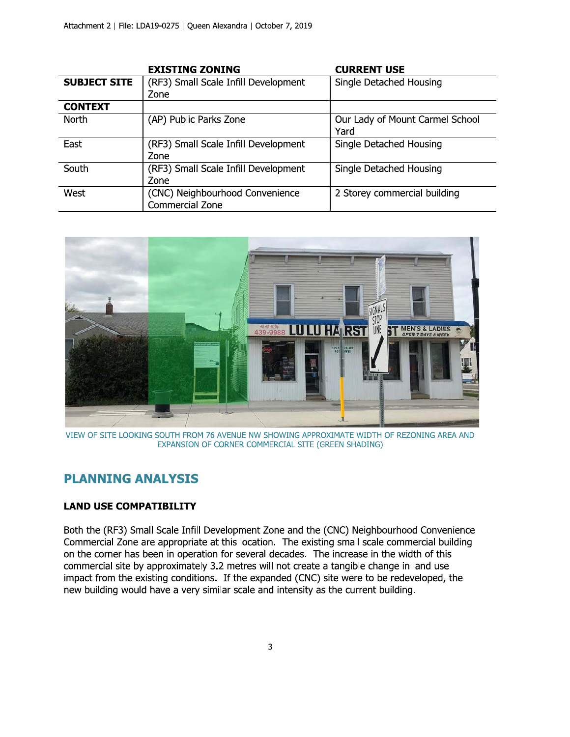|  | EXISTING ZONING | CURRENT USE |
|---|---|---|
| **SUBJECT SITE** | (RF3) Small Scale Infill Development Zone | Single Detached Housing |
| **CONTEXT** |  |  |
| North | (AP) Public Parks Zone | Our Lady of Mount Carmel School Yard |
| East | (RF3) Small Scale Infill Development Zone | Single Detached Housing |
| South | (RF3) Small Scale Infill Development Zone | Single Detached Housing |
| West | (CNC) Neighbourhood Convenience Commercial Zone | 2 Storey commercial building |

VIEW OF SITE LOOKING SOUTH FROM 76 AVENUE NW SHOWING APPROXIMATE WIDTH OF REZONING AREA AND EXPANSION OF CORNER COMMERCIAL SITE (GREEN SHADING)

## PLANNING ANALYSIS

### LAND USE COMPATIBILITY

Both the (RF3) Small Scale Infill Development Zone and the (CNC) Neighbourhood Convenience Commercial Zone are appropriate at this location. The existing small scale commercial building on the corner has been in operation for several decades. The increase in the width of this commercial site by approximately 3.2 metres will not create a tangible change in land use impact from the existing conditions. If the expanded (CNC) site were to be redeveloped, the new building would have a very similar scale and intensity as the current building.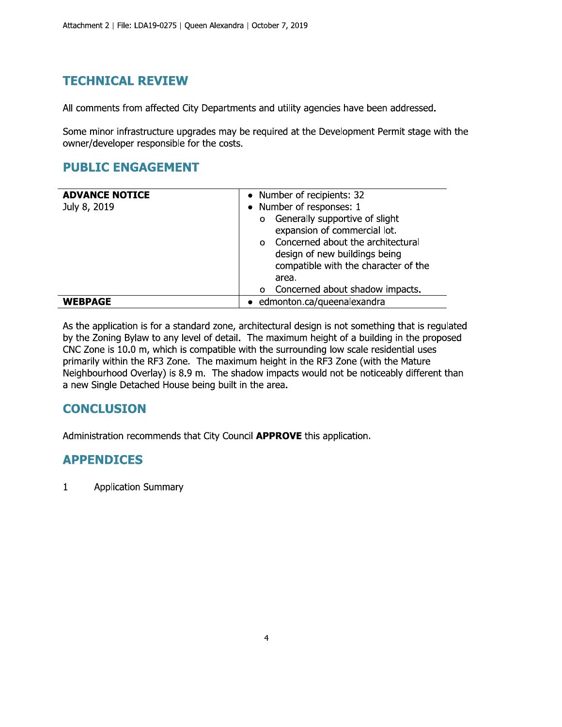## TECHNICAL REVIEW

All comments from affected City Departments and utility agencies have been addressed.

Some minor infrastructure upgrades may be required at the Development Permit stage with the owner/developer responsible for the costs.

## PUBLIC ENGAGEMENT

| | |
|---|---|
| **ADVANCE NOTICE**<br>July 8, 2019 | • Number of recipients: 32<br>• Number of responses: 1<br>  o Generally supportive of slight expansion of commercial lot.<br>  o Concerned about the architectural design of new buildings being compatible with the character of the area.<br>  o Concerned about shadow impacts. |
| **WEBPAGE** | • edmonton.ca/queenalexandra |

As the application is for a standard zone, architectural design is not something that is regulated by the Zoning Bylaw to any level of detail. The maximum height of a building in the proposed CNC Zone is 10.0 m, which is compatible with the surrounding low scale residential uses primarily within the RF3 Zone. The maximum height in the RF3 Zone (with the Mature Neighbourhood Overlay) is 8.9 m. The shadow impacts would not be noticeably different than a new Single Detached House being built in the area.

## CONCLUSION

Administration recommends that City Council **APPROVE** this application.

## APPENDICES

1 Application Summary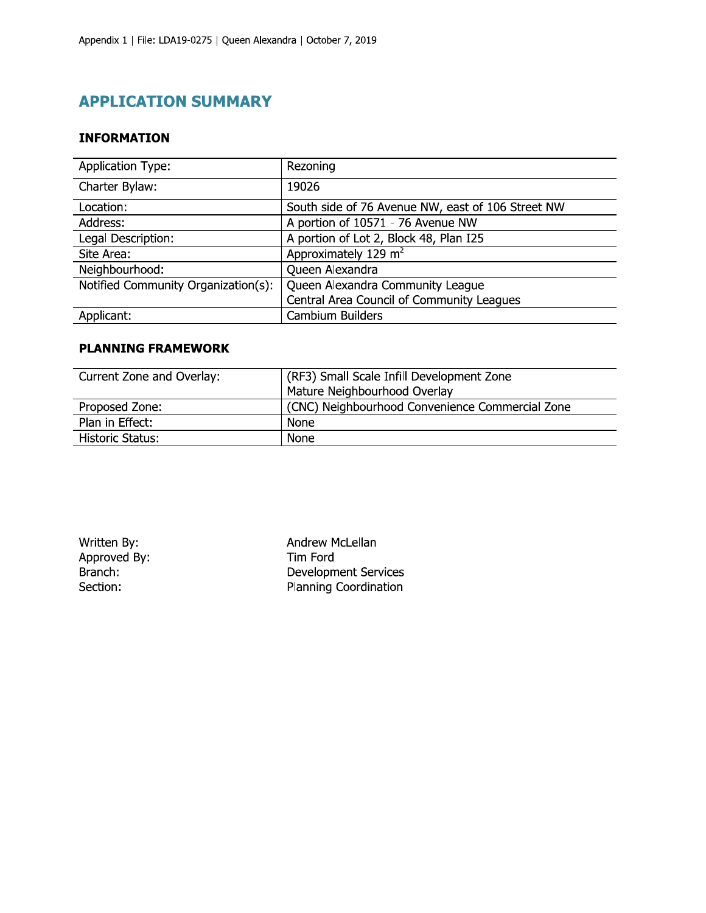# APPLICATION SUMMARY

## INFORMATION

| | |
|---|---|
| Application Type: | Rezoning |
| Charter Bylaw: | 19026 |
| Location: | South side of 76 Avenue NW, east of 106 Street NW |
| Address: | A portion of 10571 - 76 Avenue NW |
| Legal Description: | A portion of Lot 2, Block 48, Plan I25 |
| Site Area: | Approximately 129 m$^2$ |
| Neighbourhood: | Queen Alexandra |
| Notified Community Organization(s): | Queen Alexandra Community League<br>Central Area Council of Community Leagues |
| Applicant: | Cambium Builders |

## PLANNING FRAMEWORK

| | |
|---|---|
| Current Zone and Overlay: | (RF3) Small Scale Infill Development Zone<br>Mature Neighbourhood Overlay |
| Proposed Zone: | (CNC) Neighbourhood Convenience Commercial Zone |
| Plan in Effect: | None |
| Historic Status: | None |

| | |
|---|---|
| Written By: | Andrew McLellan |
| Approved By: | Tim Ford |
| Branch: | Development Services |
| Section: | Planning Coordination |